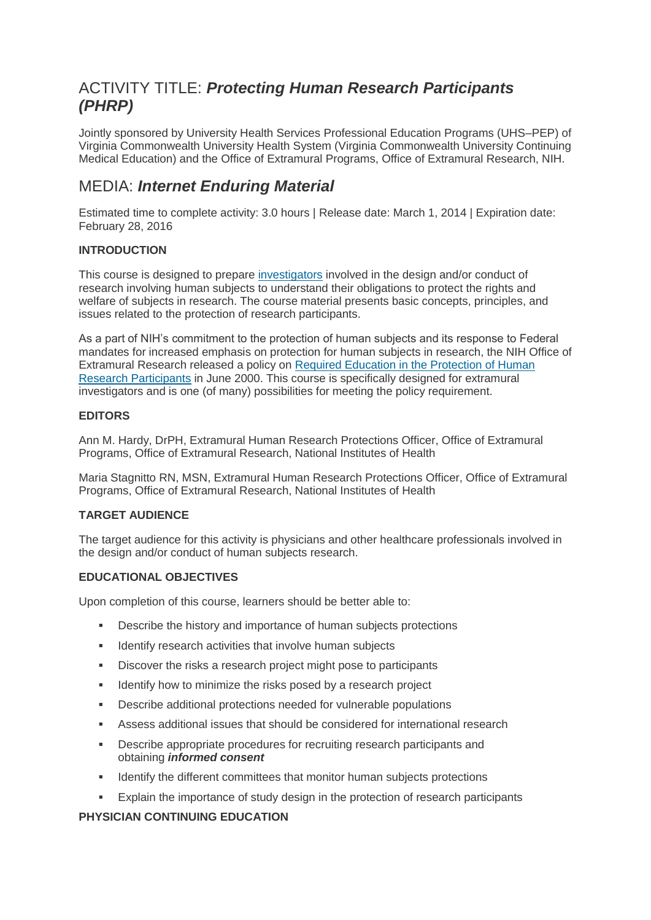# ACTIVITY TITLE: ***Protecting Human Research Participants (PHRP)***

Jointly sponsored by University Health Services Professional Education Programs (UHS–PEP) of Virginia Commonwealth University Health System (Virginia Commonwealth University Continuing Medical Education) and the Office of Extramural Programs, Office of Extramural Research, NIH.

# MEDIA: ***Internet Enduring Material***

Estimated time to complete activity: 3.0 hours | Release date: March 1, 2014 | Expiration date: February 28, 2016

**INTRODUCTION**

This course is designed to prepare investigators involved in the design and/or conduct of research involving human subjects to understand their obligations to protect the rights and welfare of subjects in research. The course material presents basic concepts, principles, and issues related to the protection of research participants.

As a part of NIH's commitment to the protection of human subjects and its response to Federal mandates for increased emphasis on protection for human subjects in research, the NIH Office of Extramural Research released a policy on Required Education in the Protection of Human Research Participants in June 2000. This course is specifically designed for extramural investigators and is one (of many) possibilities for meeting the policy requirement.

**EDITORS**

Ann M. Hardy, DrPH, Extramural Human Research Protections Officer, Office of Extramural Programs, Office of Extramural Research, National Institutes of Health

Maria Stagnitto RN, MSN, Extramural Human Research Protections Officer, Office of Extramural Programs, Office of Extramural Research, National Institutes of Health

**TARGET AUDIENCE**

The target audience for this activity is physicians and other healthcare professionals involved in the design and/or conduct of human subjects research.

**EDUCATIONAL OBJECTIVES**

Upon completion of this course, learners should be better able to:

- Describe the history and importance of human subjects protections
- Identify research activities that involve human subjects
- Discover the risks a research project might pose to participants
- Identify how to minimize the risks posed by a research project
- Describe additional protections needed for vulnerable populations
- Assess additional issues that should be considered for international research
- Describe appropriate procedures for recruiting research participants and obtaining ***informed consent***
- Identify the different committees that monitor human subjects protections
- Explain the importance of study design in the protection of research participants

**PHYSICIAN CONTINUING EDUCATION**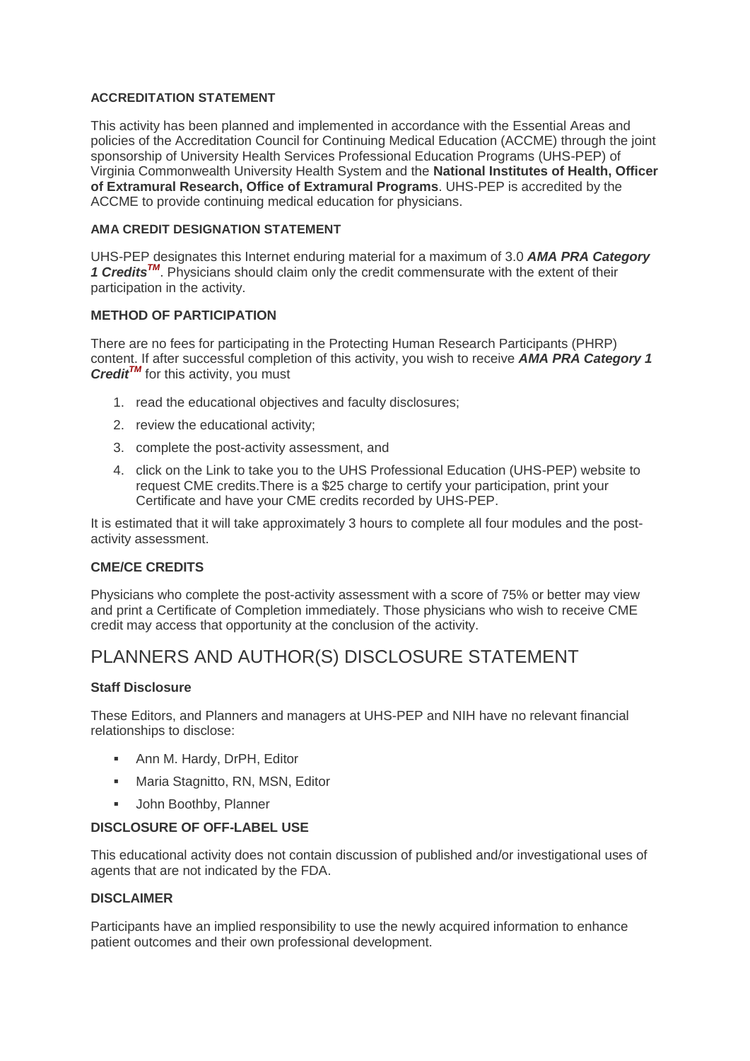**ACCREDITATION STATEMENT**

This activity has been planned and implemented in accordance with the Essential Areas and policies of the Accreditation Council for Continuing Medical Education (ACCME) through the joint sponsorship of University Health Services Professional Education Programs (UHS-PEP) of Virginia Commonwealth University Health System and the **National Institutes of Health, Officer of Extramural Research, Office of Extramural Programs**. UHS-PEP is accredited by the ACCME to provide continuing medical education for physicians.

**AMA CREDIT DESIGNATION STATEMENT**

UHS-PEP designates this Internet enduring material for a maximum of 3.0 ***AMA PRA Category 1 Credits™***. Physicians should claim only the credit commensurate with the extent of their participation in the activity.

**METHOD OF PARTICIPATION**

There are no fees for participating in the Protecting Human Research Participants (PHRP) content. If after successful completion of this activity, you wish to receive ***AMA PRA Category 1 Credit™*** for this activity, you must

1. read the educational objectives and faculty disclosures;
2. review the educational activity;
3. complete the post-activity assessment, and
4. click on the Link to take you to the UHS Professional Education (UHS-PEP) website to request CME credits.There is a $25 charge to certify your participation, print your Certificate and have your CME credits recorded by UHS-PEP.

It is estimated that it will take approximately 3 hours to complete all four modules and the post-activity assessment.

**CME/CE CREDITS**

Physicians who complete the post-activity assessment with a score of 75% or better may view and print a Certificate of Completion immediately. Those physicians who wish to receive CME credit may access that opportunity at the conclusion of the activity.

## PLANNERS AND AUTHOR(S) DISCLOSURE STATEMENT

**Staff Disclosure**

These Editors, and Planners and managers at UHS-PEP and NIH have no relevant financial relationships to disclose:

- Ann M. Hardy, DrPH, Editor
- Maria Stagnitto, RN, MSN, Editor
- John Boothby, Planner

**DISCLOSURE OF OFF-LABEL USE**

This educational activity does not contain discussion of published and/or investigational uses of agents that are not indicated by the FDA.

**DISCLAIMER**

Participants have an implied responsibility to use the newly acquired information to enhance patient outcomes and their own professional development.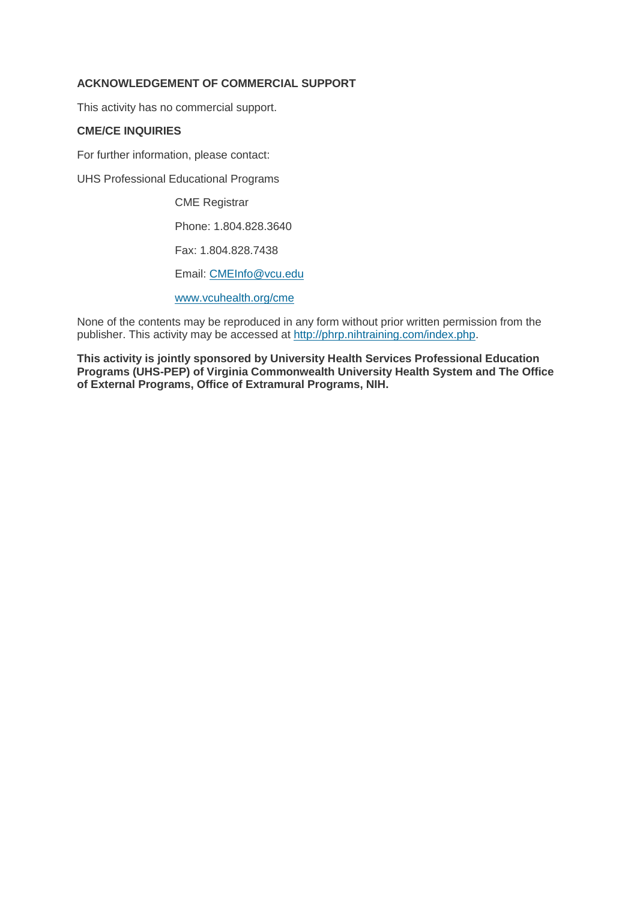**ACKNOWLEDGEMENT OF COMMERCIAL SUPPORT**

This activity has no commercial support.

**CME/CE INQUIRIES**

For further information, please contact:

UHS Professional Educational Programs

CME Registrar

Phone: 1.804.828.3640

Fax: 1.804.828.7438

Email: CMEInfo@vcu.edu

www.vcuhealth.org/cme

None of the contents may be reproduced in any form without prior written permission from the publisher. This activity may be accessed at http://phrp.nihtraining.com/index.php.

**This activity is jointly sponsored by University Health Services Professional Education Programs (UHS-PEP) of Virginia Commonwealth University Health System and The Office of External Programs, Office of Extramural Programs, NIH.**